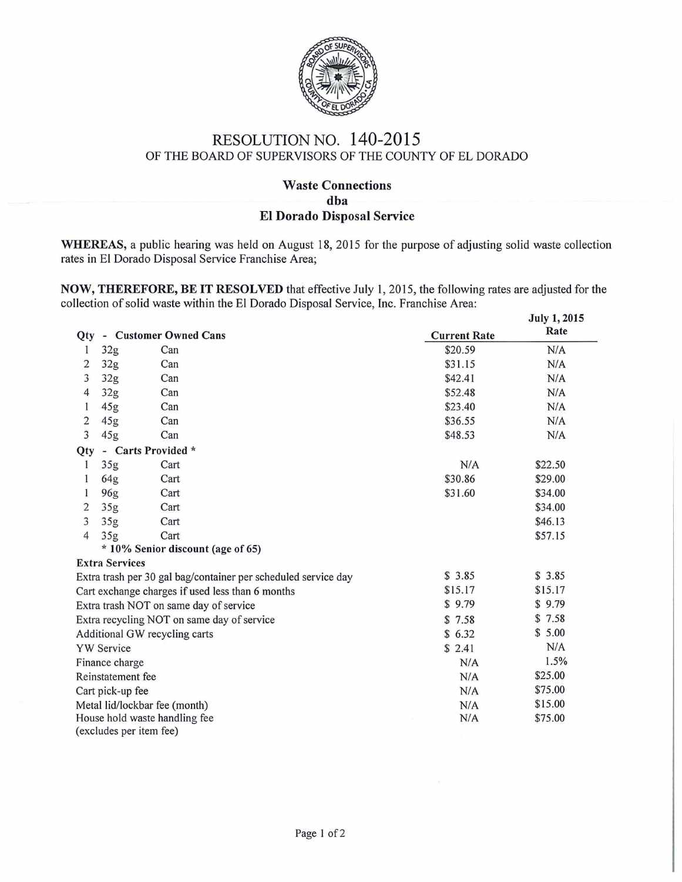# RESOLUTION NO. 140-2015

## OF THE BOARD OF SUPERVISORS OF THE COUNTY OF EL DORADO

### Waste Connections
### dba
### El Dorado Disposal Service

**WHEREAS,** a public hearing was held on August 18, 2015 for the purpose of adjusting solid waste collection rates in El Dorado Disposal Service Franchise Area;

**NOW, THEREFORE, BE IT RESOLVED** that effective July 1, 2015, the following rates are adjusted for the collection of solid waste within the El Dorado Disposal Service, Inc. Franchise Area:

| Qty - Customer Owned Cans | | | Current Rate | July 1, 2015 Rate |
|---|---|---|---|---|
| 1 | 32g | Can | $20.59 | N/A |
| 2 | 32g | Can | $31.15 | N/A |
| 3 | 32g | Can | $42.41 | N/A |
| 4 | 32g | Can | $52.48 | N/A |
| 1 | 45g | Can | $23.40 | N/A |
| 2 | 45g | Can | $36.55 | N/A |
| 3 | 45g | Can | $48.53 | N/A |
| **Qty - Carts Provided *** | | | | |
| 1 | 35g | Cart | N/A | $22.50 |
| 1 | 64g | Cart | $30.86 | $29.00 |
| 1 | 96g | Cart | $31.60 | $34.00 |
| 2 | 35g | Cart | | $34.00 |
| 3 | 35g | Cart | | $46.13 |
| 4 | 35g | Cart | | $57.15 |
| | **\* 10% Senior discount (age of 65)** | | | |
| **Extra Services** | | | | |
| Extra trash per 30 gal bag/container per scheduled service day | | | $ 3.85 | $ 3.85 |
| Cart exchange charges if used less than 6 months | | | $15.17 | $15.17 |
| Extra trash NOT on same day of service | | | $ 9.79 | $ 9.79 |
| Extra recycling NOT on same day of service | | | $ 7.58 | $ 7.58 |
| Additional GW recycling carts | | | $ 6.32 | $ 5.00 |
| YW Service | | | $ 2.41 | N/A |
| Finance charge | | | N/A | 1.5% |
| Reinstatement fee | | | N/A | $25.00 |
| Cart pick-up fee | | | N/A | $75.00 |
| Metal lid/lockbar fee (month) | | | N/A | $15.00 |
| House hold waste handling fee (excludes per item fee) | | | N/A | $75.00 |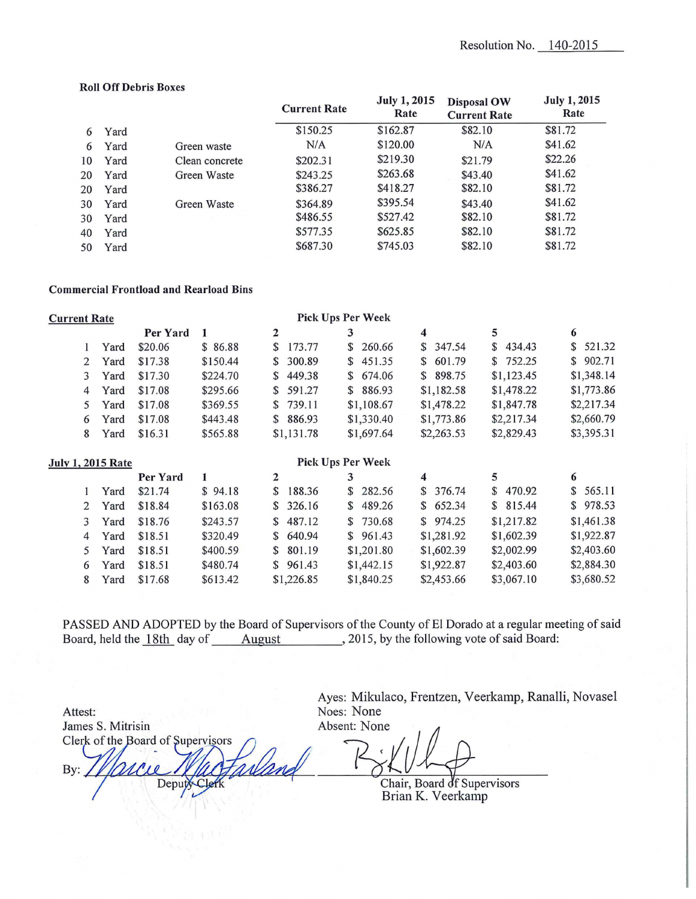Resolution No. 140-2015

**Roll Off Debris Boxes**

| | | Current Rate | July 1, 2015 Rate | Disposal OW Current Rate | July 1, 2015 Rate |
|---|---|---|---|---|---|
| 6 Yard | | $150.25 | $162.87 | $82.10 | $81.72 |
| 6 Yard | Green waste | N/A | $120.00 | N/A | $41.62 |
| 10 Yard | Clean concrete | $202.31 | $219.30 | $21.79 | $22.26 |
| 20 Yard | Green Waste | $243.25 | $263.68 | $43.40 | $41.62 |
| 20 Yard | | $386.27 | $418.27 | $82.10 | $81.72 |
| 30 Yard | Green Waste | $364.89 | $395.54 | $43.40 | $41.62 |
| 30 Yard | | $486.55 | $527.42 | $82.10 | $81.72 |
| 40 Yard | | $577.35 | $625.85 | $82.10 | $81.72 |
| 50 Yard | | $687.30 | $745.03 | $82.10 | $81.72 |

**Commercial Frontload and Rearload Bins**

**Current Rate**

| | | Pick Ups Per Week | | | | | |
|---|---|---|---|---|---|---|---|
| | Per Yard | 1 | 2 | 3 | 4 | 5 | 6 |
| 1 Yard | $20.06 | $ 86.88 | $ 173.77 | $ 260.66 | $ 347.54 | $ 434.43 | $ 521.32 |
| 2 Yard | $17.38 | $150.44 | $ 300.89 | $ 451.35 | $ 601.79 | $ 752.25 | $ 902.71 |
| 3 Yard | $17.30 | $224.70 | $ 449.38 | $ 674.06 | $ 898.75 | $1,123.45 | $1,348.14 |
| 4 Yard | $17.08 | $295.66 | $ 591.27 | $ 886.93 | $1,182.58 | $1,478.22 | $1,773.86 |
| 5 Yard | $17.08 | $369.55 | $ 739.11 | $1,108.67 | $1,478.22 | $1,847.78 | $2,217.34 |
| 6 Yard | $17.08 | $443.48 | $ 886.93 | $1,330.40 | $1,773.86 | $2,217.34 | $2,660.79 |
| 8 Yard | $16.31 | $565.88 | $1,131.78 | $1,697.64 | $2,263.53 | $2,829.43 | $3,395.31 |

**July 1, 2015 Rate**

| | | Pick Ups Per Week | | | | | |
|---|---|---|---|---|---|---|---|
| | Per Yard | 1 | 2 | 3 | 4 | 5 | 6 |
| 1 Yard | $21.74 | $ 94.18 | $ 188.36 | $ 282.56 | $ 376.74 | $ 470.92 | $ 565.11 |
| 2 Yard | $18.84 | $163.08 | $ 326.16 | $ 489.26 | $ 652.34 | $ 815.44 | $ 978.53 |
| 3 Yard | $18.76 | $243.57 | $ 487.12 | $ 730.68 | $ 974.25 | $1,217.82 | $1,461.38 |
| 4 Yard | $18.51 | $320.49 | $ 640.94 | $ 961.43 | $1,281.92 | $1,602.39 | $1,922.87 |
| 5 Yard | $18.51 | $400.59 | $ 801.19 | $1,201.80 | $1,602.39 | $2,002.99 | $2,403.60 |
| 6 Yard | $18.51 | $480.74 | $ 961.43 | $1,442.15 | $1,922.87 | $2,403.60 | $2,884.30 |
| 8 Yard | $17.68 | $613.42 | $1,226.85 | $1,840.25 | $2,453.66 | $3,067.10 | $3,680.52 |

PASSED AND ADOPTED by the Board of Supervisors of the County of El Dorado at a regular meeting of said Board, held the 18th day of August, 2015, by the following vote of said Board:

Ayes: Mikulaco, Frentzen, Veerkamp, Ranalli, Novasel
Noes: None
Absent: None

Attest:
James S. Mitrisin
Clerk of the Board of Supervisors

By: Marcie MacFarland
Deputy Clerk

Chair, Board of Supervisors
Brian K. Veerkamp